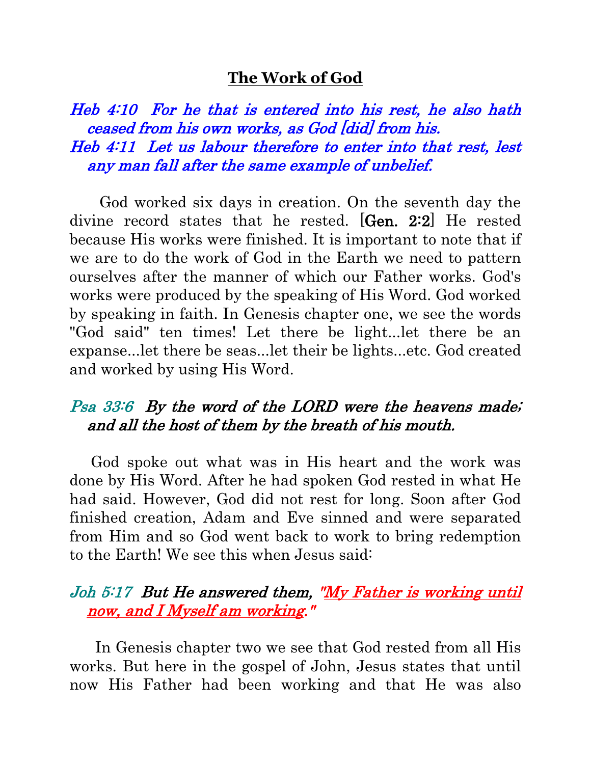# The Work of God

*Heb 4:10 For he that is entered into his rest, he also hath ceased from his own works, as God [did] from his.*
*Heb 4:11 Let us labour therefore to enter into that rest, lest any man fall after the same example of unbelief.*

God worked six days in creation. On the seventh day the divine record states that he rested. [Gen. 2:2] He rested because His works were finished. It is important to note that if we are to do the work of God in the Earth we need to pattern ourselves after the manner of which our Father works. God's works were produced by the speaking of His Word. God worked by speaking in faith. In Genesis chapter one, we see the words "God said" ten times! Let there be light...let there be an expanse...let there be seas...let their be lights...etc. God created and worked by using His Word.

*Psa 33:6 By the word of the LORD were the heavens made; and all the host of them by the breath of his mouth.*

God spoke out what was in His heart and the work was done by His Word. After he had spoken God rested in what He had said. However, God did not rest for long. Soon after God finished creation, Adam and Eve sinned and were separated from Him and so God went back to work to bring redemption to the Earth! We see this when Jesus said:

*Joh 5:17 But He answered them, "My Father is working until now, and I Myself am working."*

In Genesis chapter two we see that God rested from all His works. But here in the gospel of John, Jesus states that until now His Father had been working and that He was also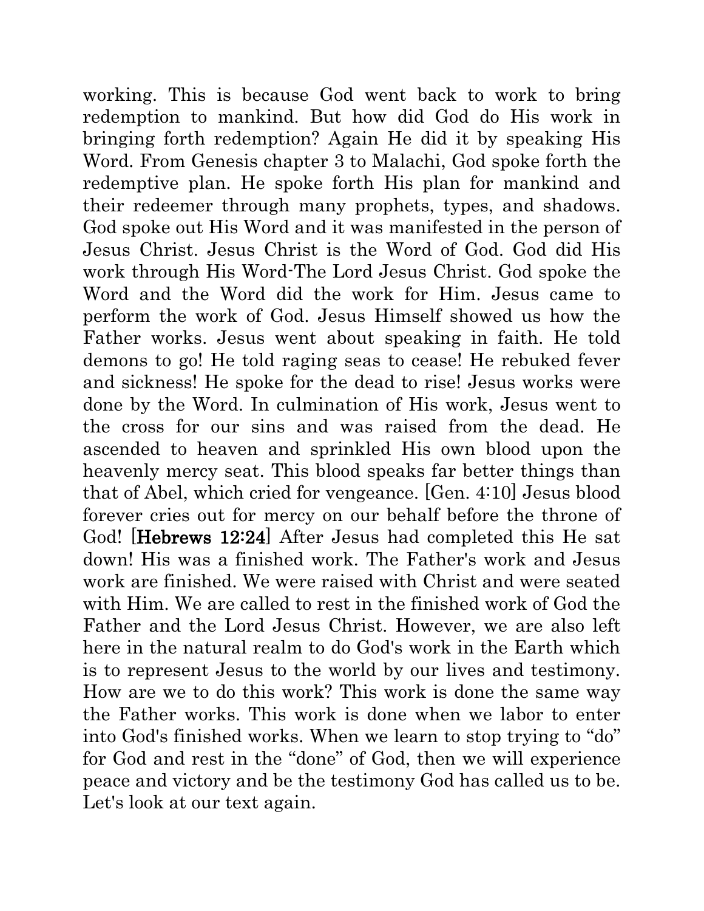working. This is because God went back to work to bring redemption to mankind. But how did God do His work in bringing forth redemption? Again He did it by speaking His Word. From Genesis chapter 3 to Malachi, God spoke forth the redemptive plan. He spoke forth His plan for mankind and their redeemer through many prophets, types, and shadows. God spoke out His Word and it was manifested in the person of Jesus Christ. Jesus Christ is the Word of God. God did His work through His Word-The Lord Jesus Christ. God spoke the Word and the Word did the work for Him. Jesus came to perform the work of God. Jesus Himself showed us how the Father works. Jesus went about speaking in faith. He told demons to go! He told raging seas to cease! He rebuked fever and sickness! He spoke for the dead to rise! Jesus works were done by the Word. In culmination of His work, Jesus went to the cross for our sins and was raised from the dead. He ascended to heaven and sprinkled His own blood upon the heavenly mercy seat. This blood speaks far better things than that of Abel, which cried for vengeance. [Gen. 4:10] Jesus blood forever cries out for mercy on our behalf before the throne of God! [Hebrews 12:24] After Jesus had completed this He sat down! His was a finished work. The Father's work and Jesus work are finished. We were raised with Christ and were seated with Him. We are called to rest in the finished work of God the Father and the Lord Jesus Christ. However, we are also left here in the natural realm to do God's work in the Earth which is to represent Jesus to the world by our lives and testimony. How are we to do this work? This work is done the same way the Father works. This work is done when we labor to enter into God's finished works. When we learn to stop trying to "do" for God and rest in the "done" of God, then we will experience peace and victory and be the testimony God has called us to be. Let's look at our text again.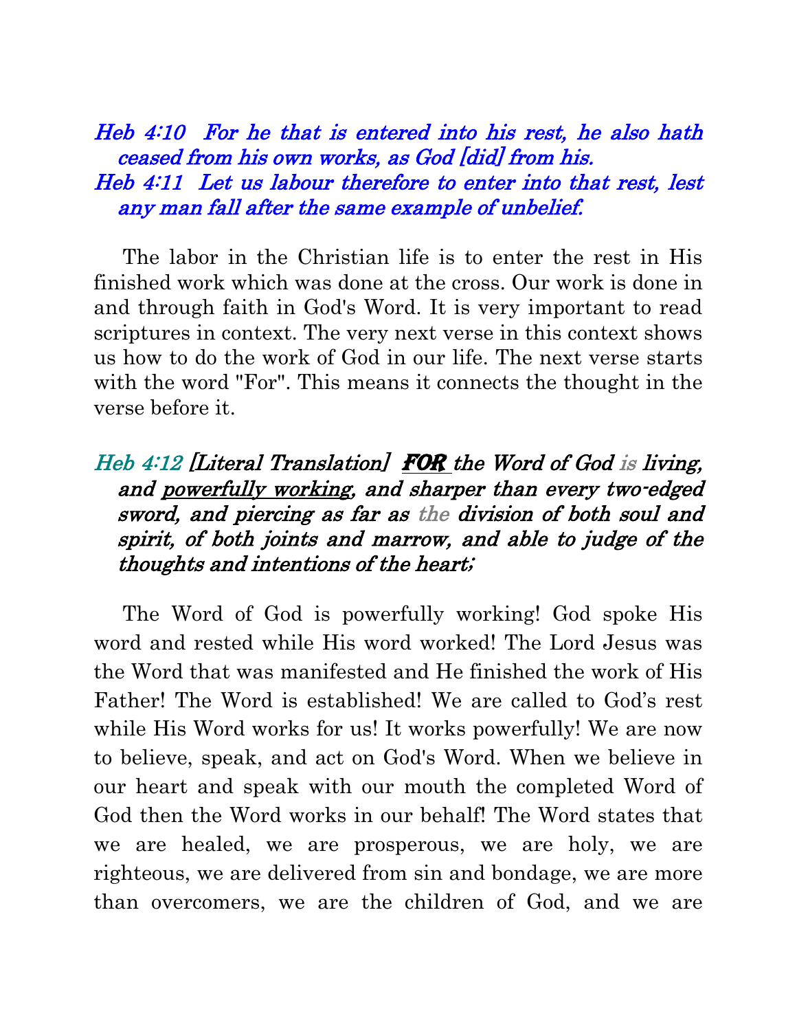*Heb 4:10 For he that is entered into his rest, he also hath ceased from his own works, as God [did] from his.*
*Heb 4:11 Let us labour therefore to enter into that rest, lest any man fall after the same example of unbelief.*

The labor in the Christian life is to enter the rest in His finished work which was done at the cross. Our work is done in and through faith in God's Word. It is very important to read scriptures in context. The very next verse in this context shows us how to do the work of God in our life. The next verse starts with the word "For". This means it connects the thought in the verse before it.

*Heb 4:12 [Literal Translation] **FOR** the Word of God is living, and powerfully working, and sharper than every two-edged sword, and piercing as far as the division of both soul and spirit, of both joints and marrow, and able to judge of the thoughts and intentions of the heart;*

The Word of God is powerfully working! God spoke His word and rested while His word worked! The Lord Jesus was the Word that was manifested and He finished the work of His Father! The Word is established! We are called to God's rest while His Word works for us! It works powerfully! We are now to believe, speak, and act on God's Word. When we believe in our heart and speak with our mouth the completed Word of God then the Word works in our behalf! The Word states that we are healed, we are prosperous, we are holy, we are righteous, we are delivered from sin and bondage, we are more than overcomers, we are the children of God, and we are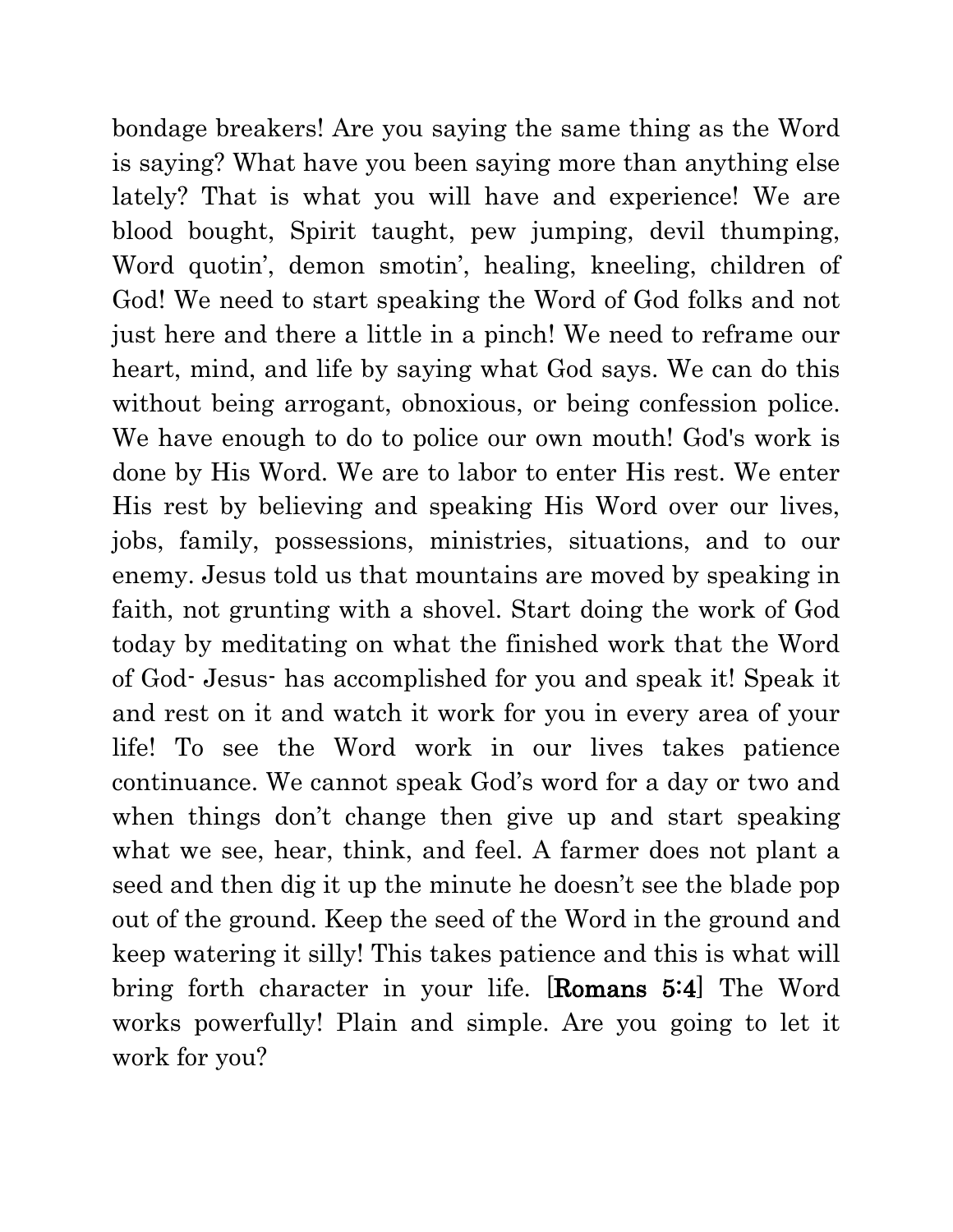bondage breakers! Are you saying the same thing as the Word is saying? What have you been saying more than anything else lately? That is what you will have and experience! We are blood bought, Spirit taught, pew jumping, devil thumping, Word quotin', demon smotin', healing, kneeling, children of God! We need to start speaking the Word of God folks and not just here and there a little in a pinch! We need to reframe our heart, mind, and life by saying what God says. We can do this without being arrogant, obnoxious, or being confession police. We have enough to do to police our own mouth! God's work is done by His Word. We are to labor to enter His rest. We enter His rest by believing and speaking His Word over our lives, jobs, family, possessions, ministries, situations, and to our enemy. Jesus told us that mountains are moved by speaking in faith, not grunting with a shovel. Start doing the work of God today by meditating on what the finished work that the Word of God- Jesus- has accomplished for you and speak it! Speak it and rest on it and watch it work for you in every area of your life! To see the Word work in our lives takes patience continuance. We cannot speak God's word for a day or two and when things don't change then give up and start speaking what we see, hear, think, and feel. A farmer does not plant a seed and then dig it up the minute he doesn't see the blade pop out of the ground. Keep the seed of the Word in the ground and keep watering it silly! This takes patience and this is what will bring forth character in your life. [**Romans 5:4**] The Word works powerfully! Plain and simple. Are you going to let it work for you?